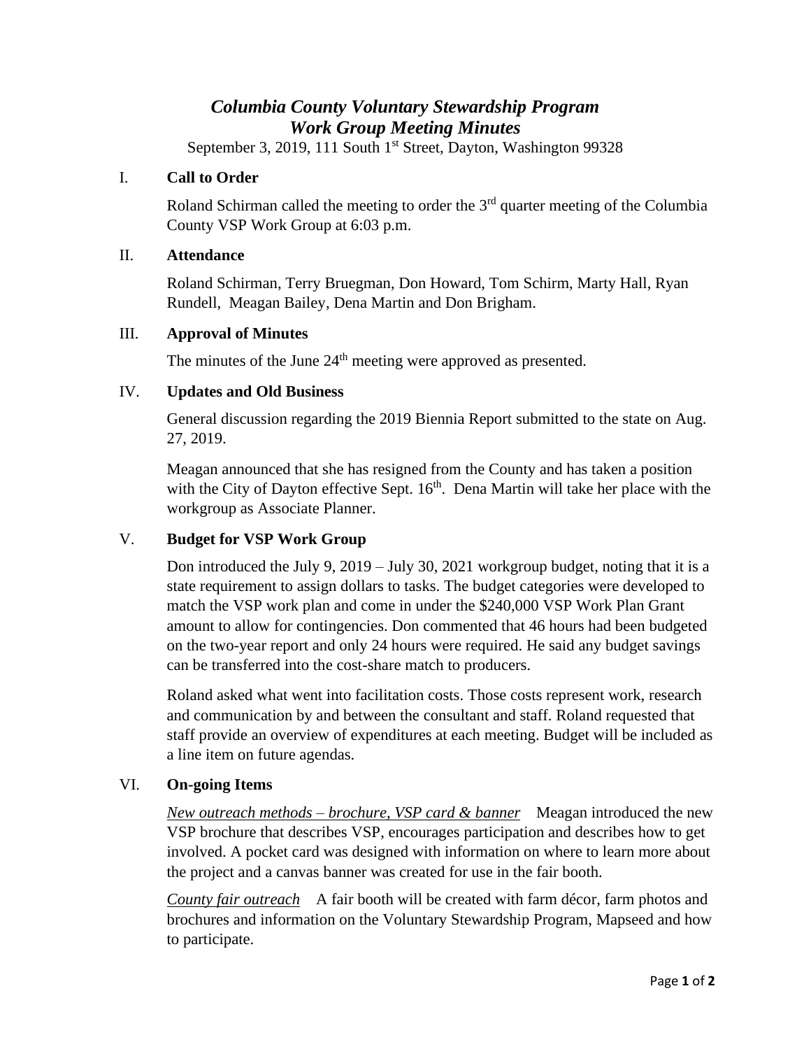# *Columbia County Voluntary Stewardship Program*
# *Work Group Meeting Minutes*

September 3, 2019, 111 South 1st Street, Dayton, Washington 99328

## I. Call to Order

Roland Schirman called the meeting to order the 3rd quarter meeting of the Columbia County VSP Work Group at 6:03 p.m.

## II. Attendance

Roland Schirman, Terry Bruegman, Don Howard, Tom Schirm, Marty Hall, Ryan Rundell, Meagan Bailey, Dena Martin and Don Brigham.

## III. Approval of Minutes

The minutes of the June 24th meeting were approved as presented.

## IV. Updates and Old Business

General discussion regarding the 2019 Biennia Report submitted to the state on Aug. 27, 2019.

Meagan announced that she has resigned from the County and has taken a position with the City of Dayton effective Sept. 16th. Dena Martin will take her place with the workgroup as Associate Planner.

## V. Budget for VSP Work Group

Don introduced the July 9, 2019 – July 30, 2021 workgroup budget, noting that it is a state requirement to assign dollars to tasks. The budget categories were developed to match the VSP work plan and come in under the $240,000 VSP Work Plan Grant amount to allow for contingencies. Don commented that 46 hours had been budgeted on the two-year report and only 24 hours were required. He said any budget savings can be transferred into the cost-share match to producers.

Roland asked what went into facilitation costs. Those costs represent work, research and communication by and between the consultant and staff. Roland requested that staff provide an overview of expenditures at each meeting. Budget will be included as a line item on future agendas.

## VI. On-going Items

*New outreach methods – brochure, VSP card & banner* Meagan introduced the new VSP brochure that describes VSP, encourages participation and describes how to get involved. A pocket card was designed with information on where to learn more about the project and a canvas banner was created for use in the fair booth.

*County fair outreach* A fair booth will be created with farm décor, farm photos and brochures and information on the Voluntary Stewardship Program, Mapseed and how to participate.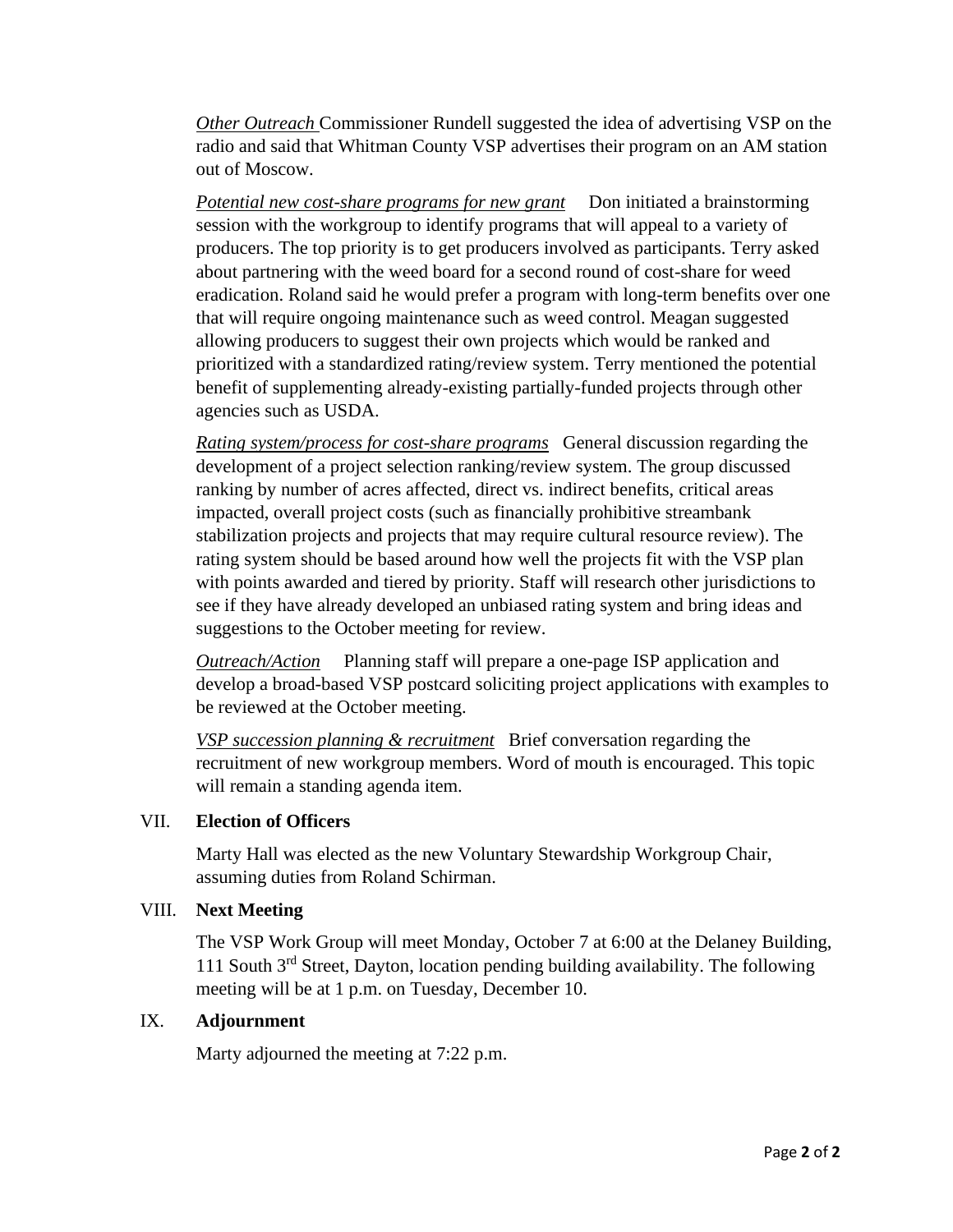*Other Outreach* Commissioner Rundell suggested the idea of advertising VSP on the radio and said that Whitman County VSP advertises their program on an AM station out of Moscow.

*Potential new cost-share programs for new grant* Don initiated a brainstorming session with the workgroup to identify programs that will appeal to a variety of producers. The top priority is to get producers involved as participants. Terry asked about partnering with the weed board for a second round of cost-share for weed eradication. Roland said he would prefer a program with long-term benefits over one that will require ongoing maintenance such as weed control. Meagan suggested allowing producers to suggest their own projects which would be ranked and prioritized with a standardized rating/review system. Terry mentioned the potential benefit of supplementing already-existing partially-funded projects through other agencies such as USDA.

*Rating system/process for cost-share programs* General discussion regarding the development of a project selection ranking/review system. The group discussed ranking by number of acres affected, direct vs. indirect benefits, critical areas impacted, overall project costs (such as financially prohibitive streambank stabilization projects and projects that may require cultural resource review). The rating system should be based around how well the projects fit with the VSP plan with points awarded and tiered by priority. Staff will research other jurisdictions to see if they have already developed an unbiased rating system and bring ideas and suggestions to the October meeting for review.

*Outreach/Action* Planning staff will prepare a one-page ISP application and develop a broad-based VSP postcard soliciting project applications with examples to be reviewed at the October meeting.

*VSP succession planning & recruitment* Brief conversation regarding the recruitment of new workgroup members. Word of mouth is encouraged. This topic will remain a standing agenda item.

## VII. Election of Officers

Marty Hall was elected as the new Voluntary Stewardship Workgroup Chair, assuming duties from Roland Schirman.

## VIII. Next Meeting

The VSP Work Group will meet Monday, October 7 at 6:00 at the Delaney Building, 111 South 3rd Street, Dayton, location pending building availability. The following meeting will be at 1 p.m. on Tuesday, December 10.

## IX. Adjournment

Marty adjourned the meeting at 7:22 p.m.